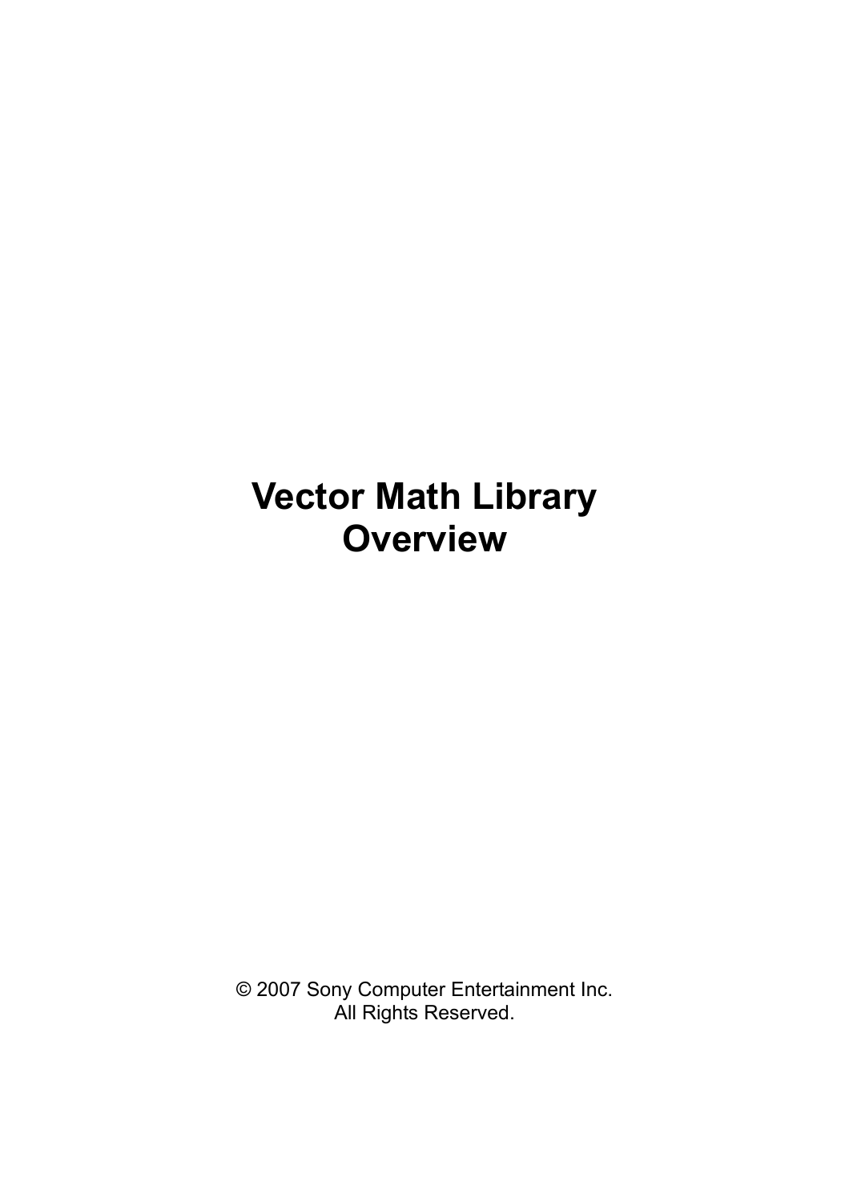# Vector Math Library Overview

© 2007 Sony Computer Entertainment Inc.
All Rights Reserved.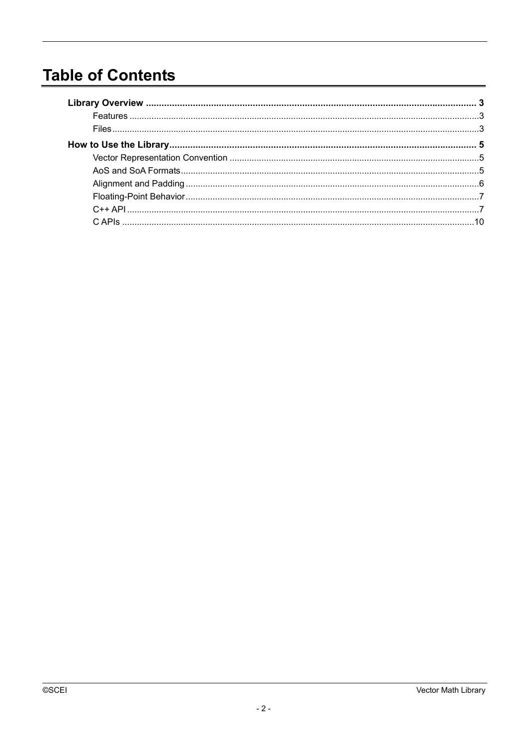# Table of Contents

**Library Overview** ..... **3**
- Features ..... 3
- Files ..... 3

**How to Use the Library** ..... **5**
- Vector Representation Convention ..... 5
- AoS and SoA Formats ..... 5
- Alignment and Padding ..... 6
- Floating-Point Behavior ..... 7
- C++ API ..... 7
- C APIs ..... 10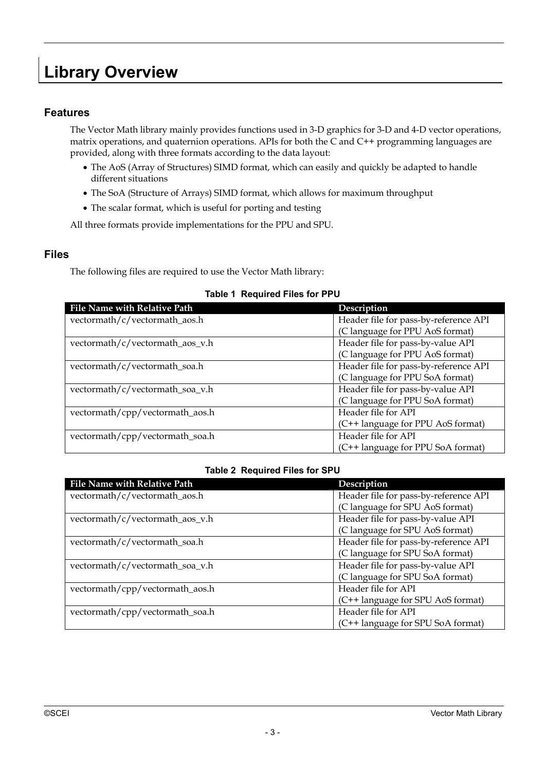# Library Overview

## Features

The Vector Math library mainly provides functions used in 3-D graphics for 3-D and 4-D vector operations, matrix operations, and quaternion operations. APIs for both the C and C++ programming languages are provided, along with three formats according to the data layout:

- The AoS (Array of Structures) SIMD format, which can easily and quickly be adapted to handle different situations
- The SoA (Structure of Arrays) SIMD format, which allows for maximum throughput
- The scalar format, which is useful for porting and testing

All three formats provide implementations for the PPU and SPU.

## Files

The following files are required to use the Vector Math library:

**Table 1 Required Files for PPU**

| File Name with Relative Path | Description |
| --- | --- |
| vectormath/c/vectormath_aos.h | Header file for pass-by-reference API (C language for PPU AoS format) |
| vectormath/c/vectormath_aos_v.h | Header file for pass-by-value API (C language for PPU AoS format) |
| vectormath/c/vectormath_soa.h | Header file for pass-by-reference API (C language for PPU SoA format) |
| vectormath/c/vectormath_soa_v.h | Header file for pass-by-value API (C language for PPU SoA format) |
| vectormath/cpp/vectormath_aos.h | Header file for API (C++ language for PPU AoS format) |
| vectormath/cpp/vectormath_soa.h | Header file for API (C++ language for PPU SoA format) |

**Table 2 Required Files for SPU**

| File Name with Relative Path | Description |
| --- | --- |
| vectormath/c/vectormath_aos.h | Header file for pass-by-reference API (C language for SPU AoS format) |
| vectormath/c/vectormath_aos_v.h | Header file for pass-by-value API (C language for SPU AoS format) |
| vectormath/c/vectormath_soa.h | Header file for pass-by-reference API (C language for SPU SoA format) |
| vectormath/c/vectormath_soa_v.h | Header file for pass-by-value API (C language for SPU SoA format) |
| vectormath/cpp/vectormath_aos.h | Header file for API (C++ language for SPU AoS format) |
| vectormath/cpp/vectormath_soa.h | Header file for API (C++ language for SPU SoA format) |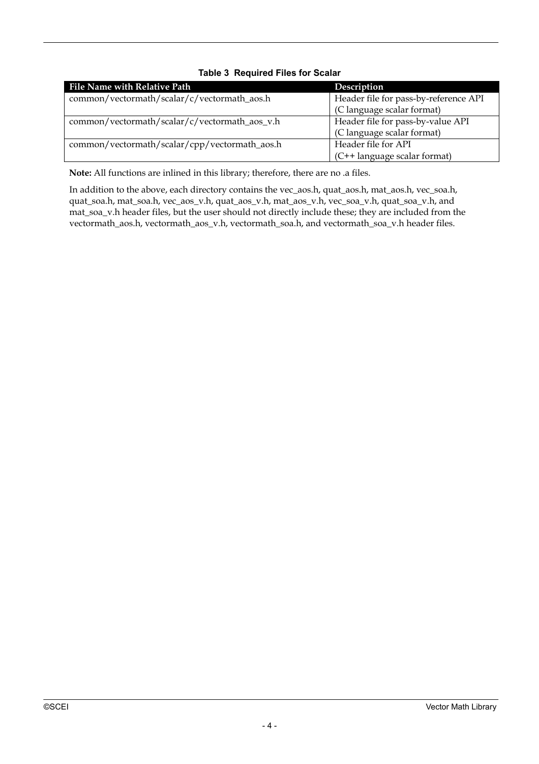**Table 3 Required Files for Scalar**

| File Name with Relative Path | Description |
| --- | --- |
| common/vectormath/scalar/c/vectormath_aos.h | Header file for pass-by-reference API (C language scalar format) |
| common/vectormath/scalar/c/vectormath_aos_v.h | Header file for pass-by-value API (C language scalar format) |
| common/vectormath/scalar/cpp/vectormath_aos.h | Header file for API (C++ language scalar format) |

**Note:** All functions are inlined in this library; therefore, there are no .a files.

In addition to the above, each directory contains the vec_aos.h, quat_aos.h, mat_aos.h, vec_soa.h, quat_soa.h, mat_soa.h, vec_aos_v.h, quat_aos_v.h, mat_aos_v.h, vec_soa_v.h, quat_soa_v.h, and mat_soa_v.h header files, but the user should not directly include these; they are included from the vectormath_aos.h, vectormath_aos_v.h, vectormath_soa.h, and vectormath_soa_v.h header files.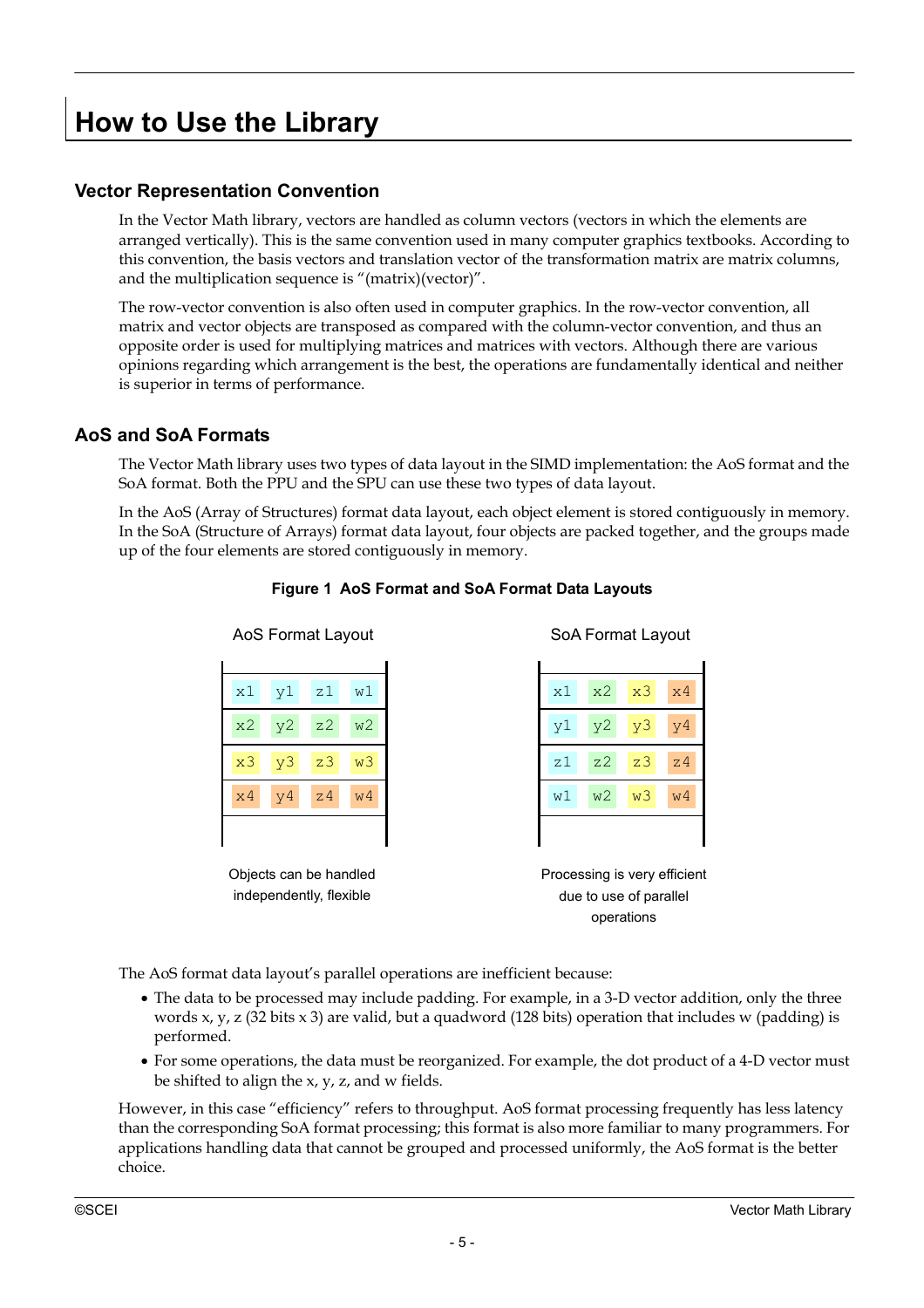# How to Use the Library

## Vector Representation Convention

In the Vector Math library, vectors are handled as column vectors (vectors in which the elements are arranged vertically). This is the same convention used in many computer graphics textbooks. According to this convention, the basis vectors and translation vector of the transformation matrix are matrix columns, and the multiplication sequence is "(matrix)(vector)".

The row-vector convention is also often used in computer graphics. In the row-vector convention, all matrix and vector objects are transposed as compared with the column-vector convention, and thus an opposite order is used for multiplying matrices and matrices with vectors. Although there are various opinions regarding which arrangement is the best, the operations are fundamentally identical and neither is superior in terms of performance.

## AoS and SoA Formats

The Vector Math library uses two types of data layout in the SIMD implementation: the AoS format and the SoA format. Both the PPU and the SPU can use these two types of data layout.

In the AoS (Array of Structures) format data layout, each object element is stored contiguously in memory. In the SoA (Structure of Arrays) format data layout, four objects are packed together, and the groups made up of the four elements are stored contiguously in memory.

**Figure 1 AoS Format and SoA Format Data Layouts**

AoS Format Layout

| | | | |
|---|---|---|---|
| x1 | y1 | z1 | w1 |
| x2 | y2 | z2 | w2 |
| x3 | y3 | z3 | w3 |
| x4 | y4 | z4 | w4 |

Objects can be handled independently, flexible

SoA Format Layout

| | | | |
|---|---|---|---|
| x1 | x2 | x3 | x4 |
| y1 | y2 | y3 | y4 |
| z1 | z2 | z3 | z4 |
| w1 | w2 | w3 | w4 |

Processing is very efficient due to use of parallel operations

The AoS format data layout's parallel operations are inefficient because:

- The data to be processed may include padding. For example, in a 3-D vector addition, only the three words x, y, z (32 bits x 3) are valid, but a quadword (128 bits) operation that includes w (padding) is performed.
- For some operations, the data must be reorganized. For example, the dot product of a 4-D vector must be shifted to align the x, y, z, and w fields.

However, in this case "efficiency" refers to throughput. AoS format processing frequently has less latency than the corresponding SoA format processing; this format is also more familiar to many programmers. For applications handling data that cannot be grouped and processed uniformly, the AoS format is the better choice.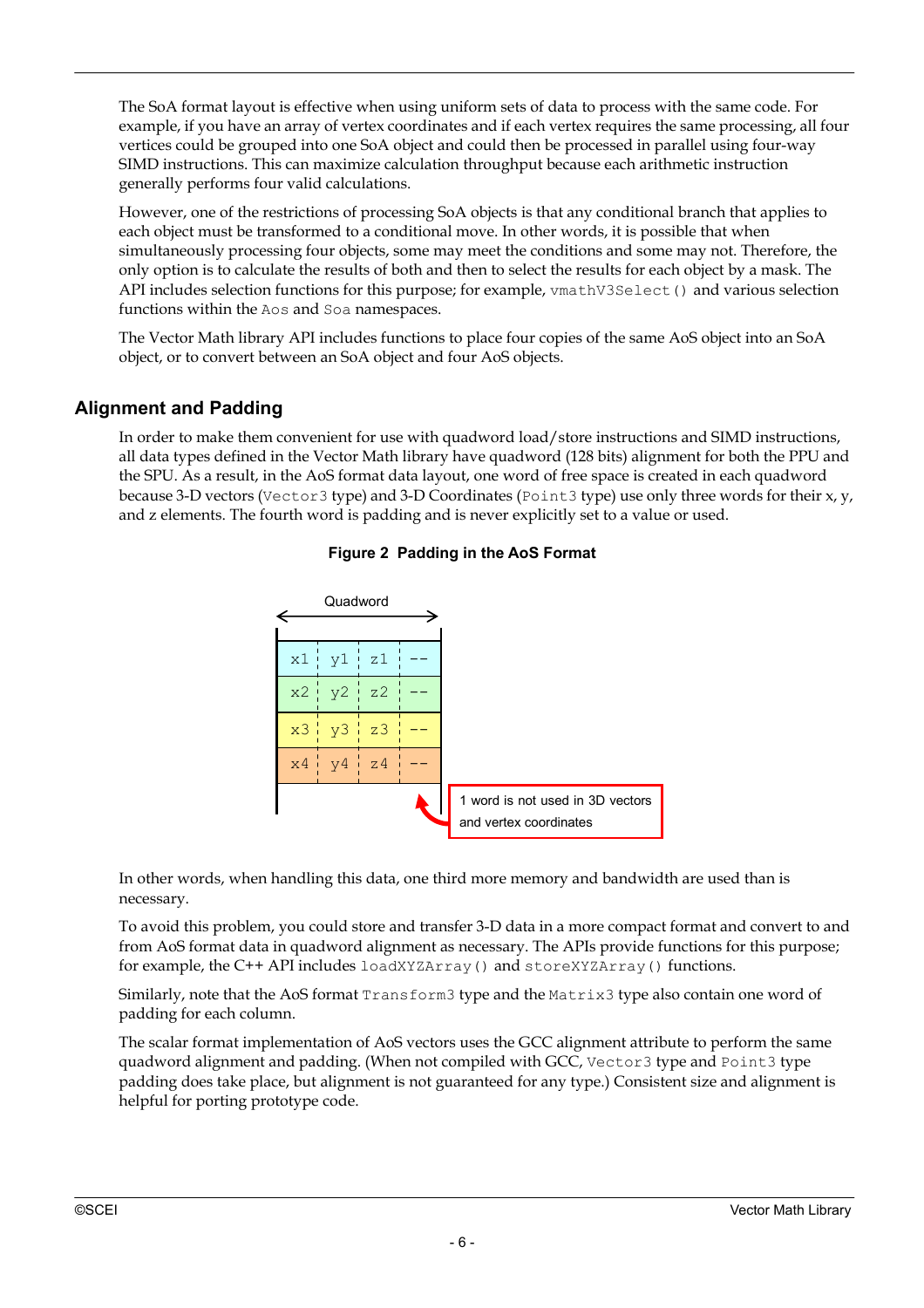The SoA format layout is effective when using uniform sets of data to process with the same code. For example, if you have an array of vertex coordinates and if each vertex requires the same processing, all four vertices could be grouped into one SoA object and could then be processed in parallel using four-way SIMD instructions. This can maximize calculation throughput because each arithmetic instruction generally performs four valid calculations.

However, one of the restrictions of processing SoA objects is that any conditional branch that applies to each object must be transformed to a conditional move. In other words, it is possible that when simultaneously processing four objects, some may meet the conditions and some may not. Therefore, the only option is to calculate the results of both and then to select the results for each object by a mask. The API includes selection functions for this purpose; for example, `vmathV3Select()` and various selection functions within the `Aos` and `Soa` namespaces.

The Vector Math library API includes functions to place four copies of the same AoS object into an SoA object, or to convert between an SoA object and four AoS objects.

## Alignment and Padding

In order to make them convenient for use with quadword load/store instructions and SIMD instructions, all data types defined in the Vector Math library have quadword (128 bits) alignment for both the PPU and the SPU. As a result, in the AoS format data layout, one word of free space is created in each quadword because 3-D vectors (`Vector3` type) and 3-D Coordinates (`Point3` type) use only three words for their x, y, and z elements. The fourth word is padding and is never explicitly set to a value or used.

**Figure 2 Padding in the AoS Format**

Quadword

| | | | |
|---|---|---|---|
| x1 | y1 | z1 | -- |
| x2 | y2 | z2 | -- |
| x3 | y3 | z3 | -- |
| x4 | y4 | z4 | -- |

1 word is not used in 3D vectors and vertex coordinates

In other words, when handling this data, one third more memory and bandwidth are used than is necessary.

To avoid this problem, you could store and transfer 3-D data in a more compact format and convert to and from AoS format data in quadword alignment as necessary. The APIs provide functions for this purpose; for example, the C++ API includes `loadXYZArray()` and `storeXYZArray()` functions.

Similarly, note that the AoS format `Transform3` type and the `Matrix3` type also contain one word of padding for each column.

The scalar format implementation of AoS vectors uses the GCC alignment attribute to perform the same quadword alignment and padding. (When not compiled with GCC, `Vector3` type and `Point3` type padding does take place, but alignment is not guaranteed for any type.) Consistent size and alignment is helpful for porting prototype code.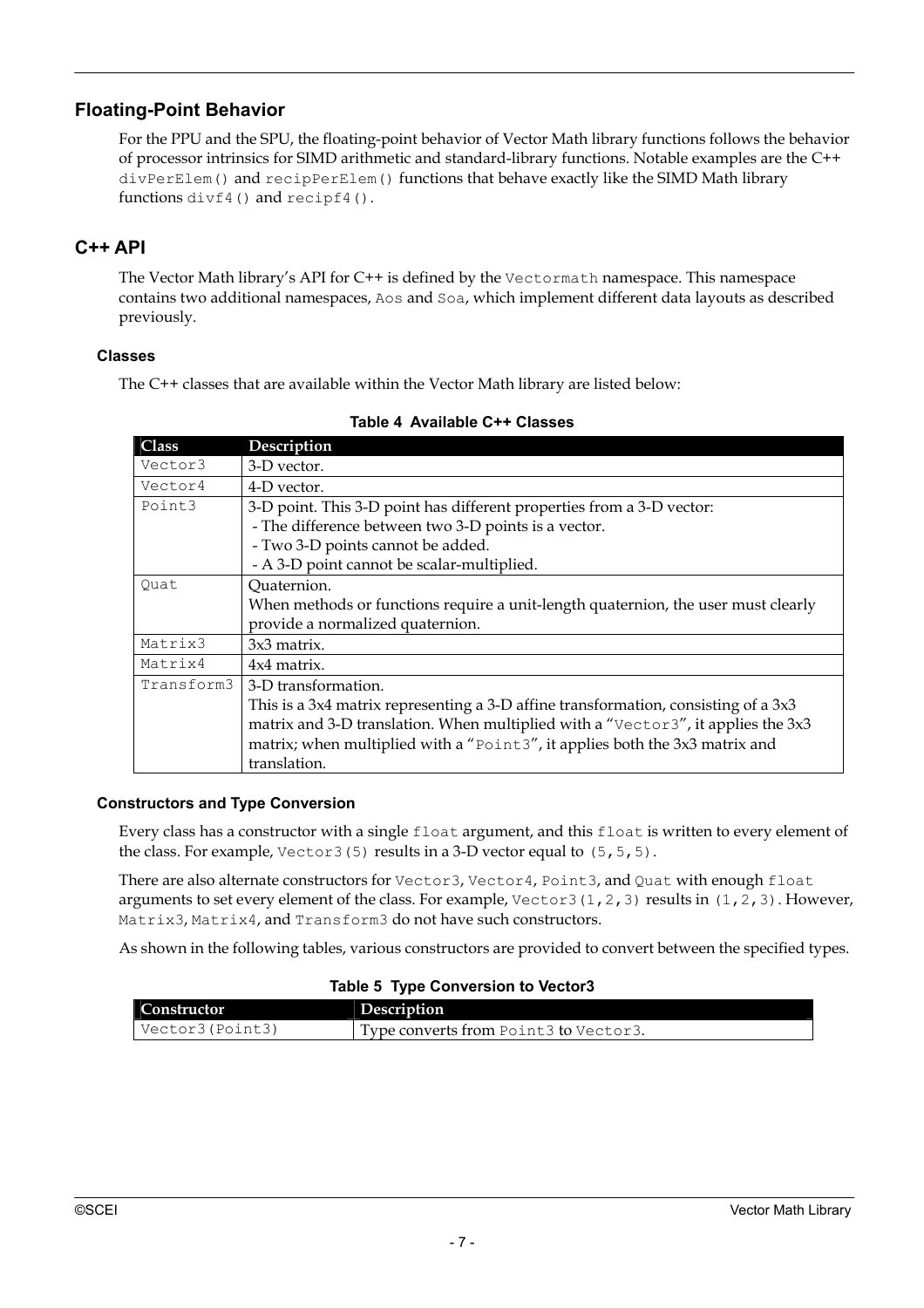## Floating-Point Behavior

For the PPU and the SPU, the floating-point behavior of Vector Math library functions follows the behavior of processor intrinsics for SIMD arithmetic and standard-library functions. Notable examples are the C++ `divPerElem()` and `recipPerElem()` functions that behave exactly like the SIMD Math library functions `divf4()` and `recipf4()`.

## C++ API

The Vector Math library's API for C++ is defined by the `Vectormath` namespace. This namespace contains two additional namespaces, `Aos` and `Soa`, which implement different data layouts as described previously.

### Classes

The C++ classes that are available within the Vector Math library are listed below:

**Table 4 Available C++ Classes**

| Class | Description |
|---|---|
| `Vector3` | 3-D vector. |
| `Vector4` | 4-D vector. |
| `Point3` | 3-D point. This 3-D point has different properties from a 3-D vector:<br>- The difference between two 3-D points is a vector.<br>- Two 3-D points cannot be added.<br>- A 3-D point cannot be scalar-multiplied. |
| `Quat` | Quaternion.<br>When methods or functions require a unit-length quaternion, the user must clearly provide a normalized quaternion. |
| `Matrix3` | 3x3 matrix. |
| `Matrix4` | 4x4 matrix. |
| `Transform3` | 3-D transformation.<br>This is a 3x4 matrix representing a 3-D affine transformation, consisting of a 3x3 matrix and 3-D translation. When multiplied with a "`Vector3`", it applies the 3x3 matrix; when multiplied with a "`Point3`", it applies both the 3x3 matrix and translation. |

### Constructors and Type Conversion

Every class has a constructor with a single `float` argument, and this `float` is written to every element of the class. For example, `Vector3(5)` results in a 3-D vector equal to `(5,5,5)`.

There are also alternate constructors for `Vector3`, `Vector4`, `Point3`, and `Quat` with enough `float` arguments to set every element of the class. For example, `Vector3(1,2,3)` results in `(1,2,3)`. However, `Matrix3`, `Matrix4`, and `Transform3` do not have such constructors.

As shown in the following tables, various constructors are provided to convert between the specified types.

**Table 5 Type Conversion to Vector3**

| Constructor | Description |
|---|---|
| `Vector3(Point3)` | Type converts from `Point3` to `Vector3`. |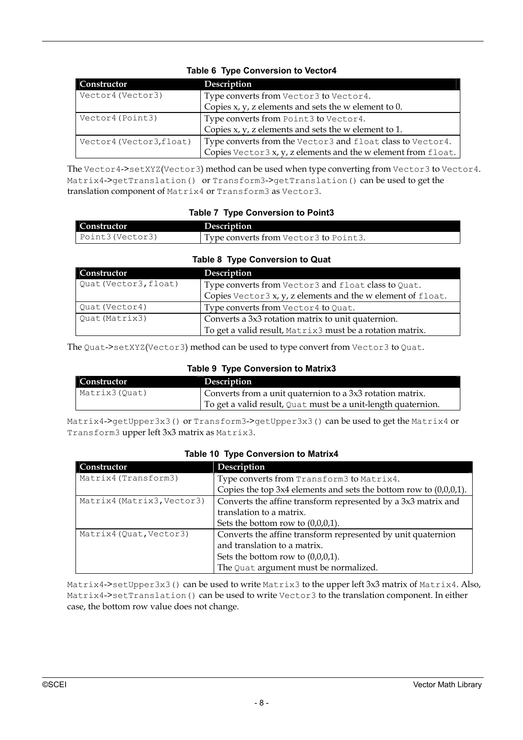**Table 6 Type Conversion to Vector4**

| Constructor | Description |
| --- | --- |
| Vector4(Vector3) | Type converts from Vector3 to Vector4.<br>Copies x, y, z elements and sets the w element to 0. |
| Vector4(Point3) | Type converts from Point3 to Vector4.<br>Copies x, y, z elements and sets the w element to 1. |
| Vector4(Vector3,float) | Type converts from the Vector3 and float class to Vector4.<br>Copies Vector3 x, y, z elements and the w element from float. |

The Vector4->setXYZ(Vector3) method can be used when type converting from Vector3 to Vector4. Matrix4->getTranslation() or Transform3->getTranslation() can be used to get the translation component of Matrix4 or Transform3 as Vector3.

**Table 7 Type Conversion to Point3**

| Constructor | Description |
| --- | --- |
| Point3(Vector3) | Type converts from Vector3 to Point3. |

**Table 8 Type Conversion to Quat**

| Constructor | Description |
| --- | --- |
| Quat(Vector3,float) | Type converts from Vector3 and float class to Quat.<br>Copies Vector3 x, y, z elements and the w element of float. |
| Quat(Vector4) | Type converts from Vector4 to Quat. |
| Quat(Matrix3) | Converts a 3x3 rotation matrix to unit quaternion.<br>To get a valid result, Matrix3 must be a rotation matrix. |

The Quat->setXYZ(Vector3) method can be used to type convert from Vector3 to Quat.

**Table 9 Type Conversion to Matrix3**

| Constructor | Description |
| --- | --- |
| Matrix3(Quat) | Converts from a unit quaternion to a 3x3 rotation matrix.<br>To get a valid result, Quat must be a unit-length quaternion. |

Matrix4->getUpper3x3() or Transform3->getUpper3x3() can be used to get the Matrix4 or Transform3 upper left 3x3 matrix as Matrix3.

**Table 10 Type Conversion to Matrix4**

| Constructor | Description |
| --- | --- |
| Matrix4(Transform3) | Type converts from Transform3 to Matrix4.<br>Copies the top 3x4 elements and sets the bottom row to (0,0,0,1). |
| Matrix4(Matrix3,Vector3) | Converts the affine transform represented by a 3x3 matrix and translation to a matrix.<br>Sets the bottom row to (0,0,0,1). |
| Matrix4(Quat,Vector3) | Converts the affine transform represented by unit quaternion and translation to a matrix.<br>Sets the bottom row to (0,0,0,1).<br>The Quat argument must be normalized. |

Matrix4->setUpper3x3() can be used to write Matrix3 to the upper left 3x3 matrix of Matrix4. Also, Matrix4->setTranslation() can be used to write Vector3 to the translation component. In either case, the bottom row value does not change.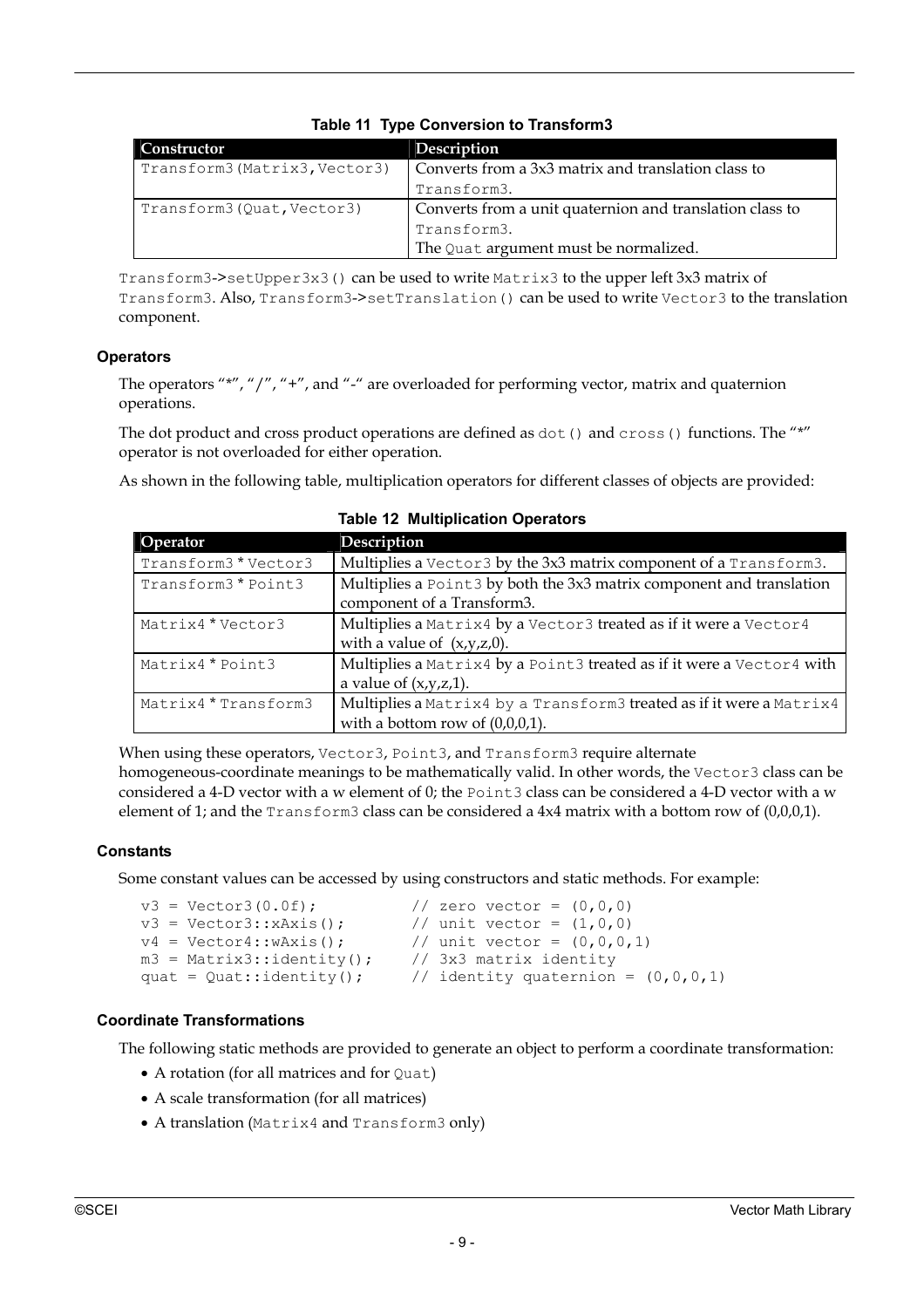**Table 11 Type Conversion to Transform3**

| Constructor | Description |
|---|---|
| Transform3(Matrix3,Vector3) | Converts from a 3x3 matrix and translation class to Transform3. |
| Transform3(Quat,Vector3) | Converts from a unit quaternion and translation class to Transform3. The Quat argument must be normalized. |

Transform3->setUpper3x3() can be used to write Matrix3 to the upper left 3x3 matrix of Transform3. Also, Transform3->setTranslation() can be used to write Vector3 to the translation component.

### Operators

The operators "*", "/", "+", and "-" are overloaded for performing vector, matrix and quaternion operations.

The dot product and cross product operations are defined as dot() and cross() functions. The "*" operator is not overloaded for either operation.

As shown in the following table, multiplication operators for different classes of objects are provided:

**Table 12 Multiplication Operators**

| Operator | Description |
|---|---|
| Transform3 * Vector3 | Multiplies a Vector3 by the 3x3 matrix component of a Transform3. |
| Transform3 * Point3 | Multiplies a Point3 by both the 3x3 matrix component and translation component of a Transform3. |
| Matrix4 * Vector3 | Multiplies a Matrix4 by a Vector3 treated as if it were a Vector4 with a value of (x,y,z,0). |
| Matrix4 * Point3 | Multiplies a Matrix4 by a Point3 treated as if it were a Vector4 with a value of (x,y,z,1). |
| Matrix4 * Transform3 | Multiplies a Matrix4 by a Transform3 treated as if it were a Matrix4 with a bottom row of (0,0,0,1). |

When using these operators, Vector3, Point3, and Transform3 require alternate homogeneous-coordinate meanings to be mathematically valid. In other words, the Vector3 class can be considered a 4-D vector with a w element of 0; the Point3 class can be considered a 4-D vector with a w element of 1; and the Transform3 class can be considered a 4x4 matrix with a bottom row of (0,0,0,1).

### Constants

Some constant values can be accessed by using constructors and static methods. For example:

```
v3 = Vector3(0.0f);          // zero vector = (0,0,0)
v3 = Vector3::xAxis();       // unit vector = (1,0,0)
v4 = Vector4::wAxis();       // unit vector = (0,0,0,1)
m3 = Matrix3::identity();    // 3x3 matrix identity
quat = Quat::identity();     // identity quaternion = (0,0,0,1)
```

### Coordinate Transformations

The following static methods are provided to generate an object to perform a coordinate transformation:

- A rotation (for all matrices and for Quat)
- A scale transformation (for all matrices)
- A translation (Matrix4 and Transform3 only)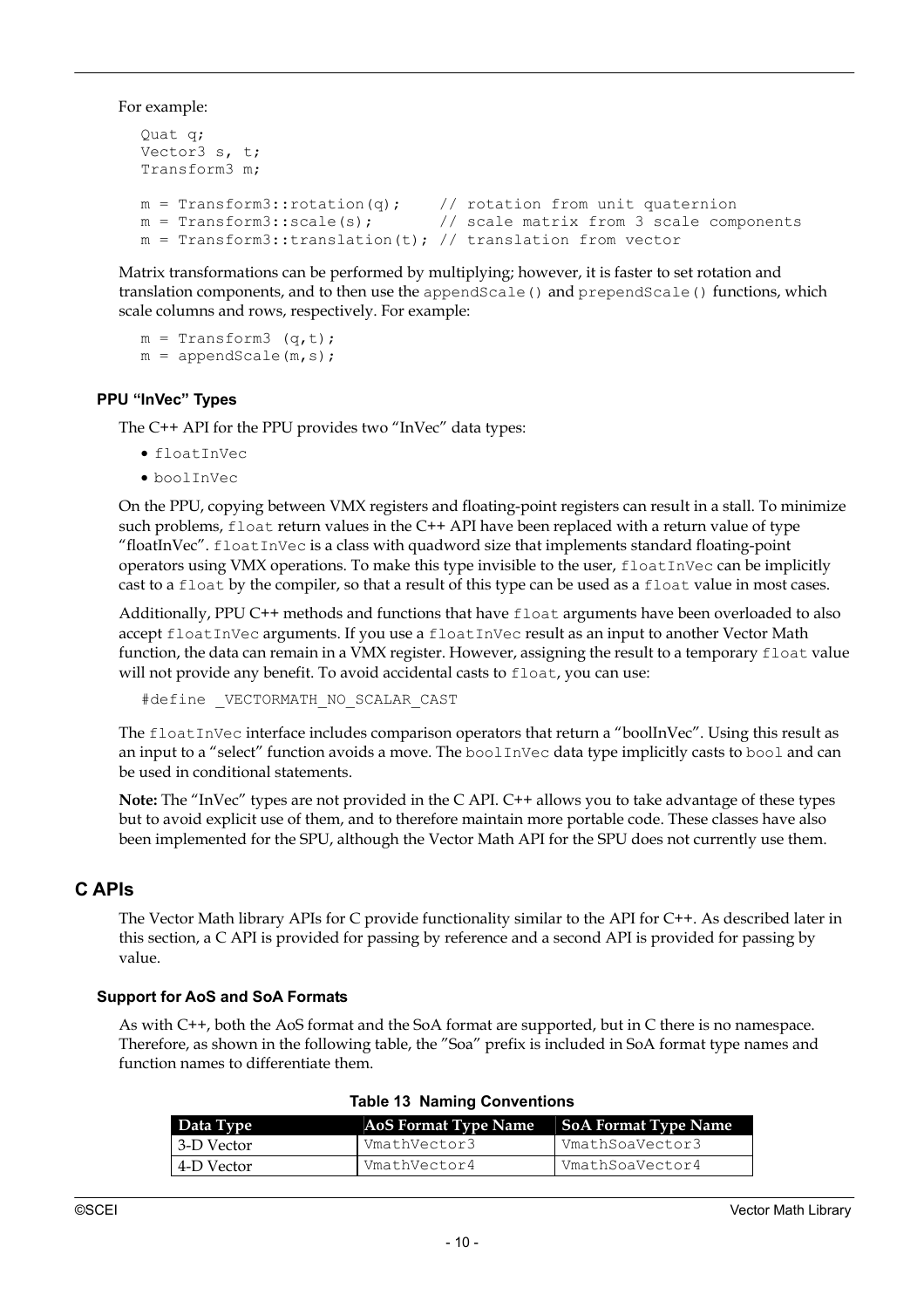For example:

```
Quat q;
Vector3 s, t;
Transform3 m;

m = Transform3::rotation(q);    // rotation from unit quaternion
m = Transform3::scale(s);       // scale matrix from 3 scale components
m = Transform3::translation(t); // translation from vector
```

Matrix transformations can be performed by multiplying; however, it is faster to set rotation and translation components, and to then use the `appendScale()` and `prependScale()` functions, which scale columns and rows, respectively. For example:

```
m = Transform3 (q,t);
m = appendScale(m,s);
```

### PPU "InVec" Types

The C++ API for the PPU provides two "InVec" data types:

- `floatInVec`
- `boolInVec`

On the PPU, copying between VMX registers and floating-point registers can result in a stall. To minimize such problems, `float` return values in the C++ API have been replaced with a return value of type "floatInVec". `floatInVec` is a class with quadword size that implements standard floating-point operators using VMX operations. To make this type invisible to the user, `floatInVec` can be implicitly cast to a `float` by the compiler, so that a result of this type can be used as a `float` value in most cases.

Additionally, PPU C++ methods and functions that have `float` arguments have been overloaded to also accept `floatInVec` arguments. If you use a `floatInVec` result as an input to another Vector Math function, the data can remain in a VMX register. However, assigning the result to a temporary `float` value will not provide any benefit. To avoid accidental casts to `float`, you can use:

```
#define _VECTORMATH_NO_SCALAR_CAST
```

The `floatInVec` interface includes comparison operators that return a "boolInVec". Using this result as an input to a "select" function avoids a move. The `boolInVec` data type implicitly casts to `bool` and can be used in conditional statements.

**Note:** The "InVec" types are not provided in the C API. C++ allows you to take advantage of these types but to avoid explicit use of them, and to therefore maintain more portable code. These classes have also been implemented for the SPU, although the Vector Math API for the SPU does not currently use them.

## C APIs

The Vector Math library APIs for C provide functionality similar to the API for C++. As described later in this section, a C API is provided for passing by reference and a second API is provided for passing by value.

### Support for AoS and SoA Formats

As with C++, both the AoS format and the SoA format are supported, but in C there is no namespace. Therefore, as shown in the following table, the "Soa" prefix is included in SoA format type names and function names to differentiate them.

**Table 13 Naming Conventions**

| Data Type | AoS Format Type Name | SoA Format Type Name |
|---|---|---|
| 3-D Vector | VmathVector3 | VmathSoaVector3 |
| 4-D Vector | VmathVector4 | VmathSoaVector4 |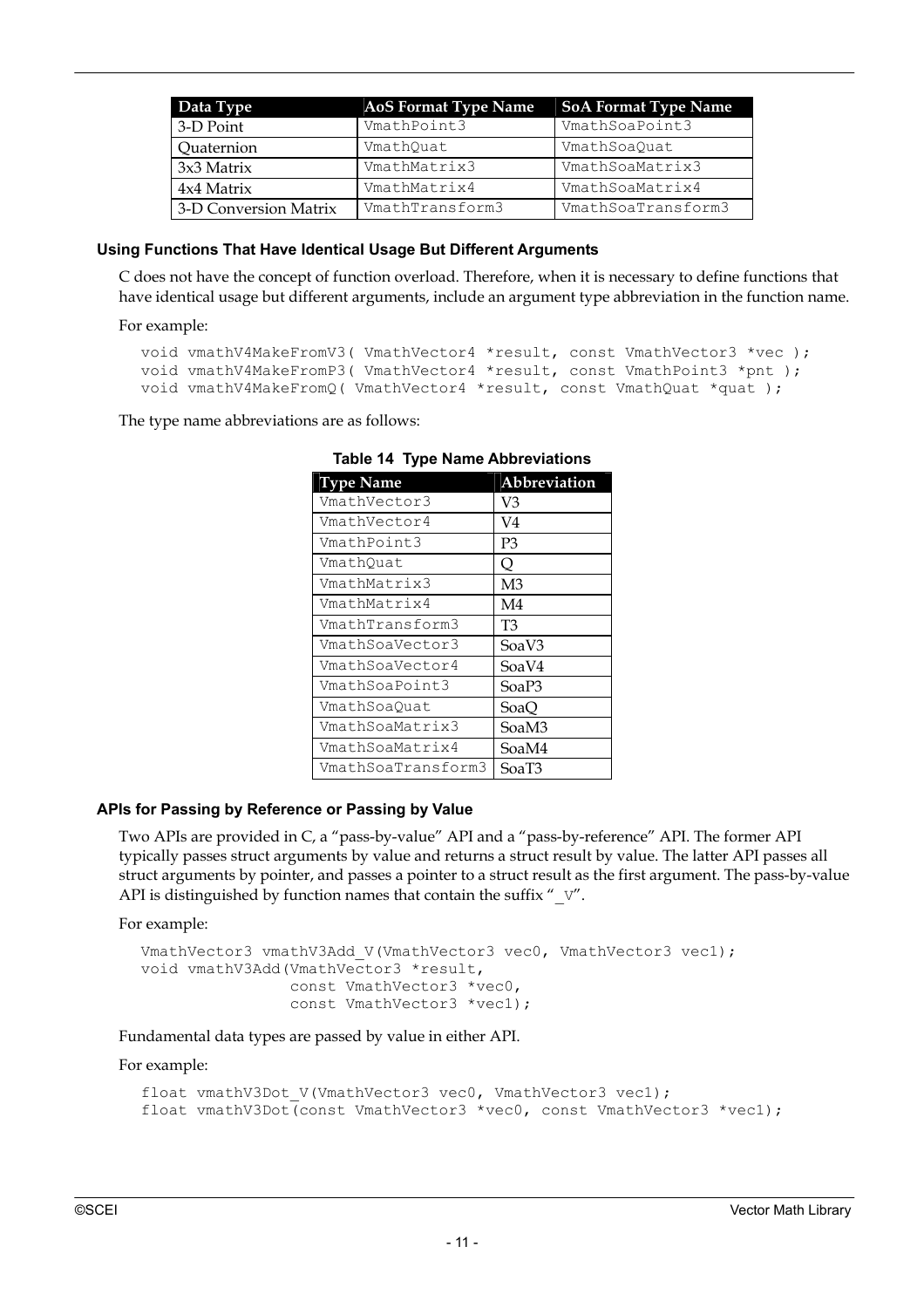| Data Type | AoS Format Type Name | SoA Format Type Name |
| --- | --- | --- |
| 3-D Point | VmathPoint3 | VmathSoaPoint3 |
| Quaternion | VmathQuat | VmathSoaQuat |
| 3x3 Matrix | VmathMatrix3 | VmathSoaMatrix3 |
| 4x4 Matrix | VmathMatrix4 | VmathSoaMatrix4 |
| 3-D Conversion Matrix | VmathTransform3 | VmathSoaTransform3 |

#### Using Functions That Have Identical Usage But Different Arguments

C does not have the concept of function overload. Therefore, when it is necessary to define functions that have identical usage but different arguments, include an argument type abbreviation in the function name.

For example:

```
void vmathV4MakeFromV3( VmathVector4 *result, const VmathVector3 *vec );
void vmathV4MakeFromP3( VmathVector4 *result, const VmathPoint3 *pnt );
void vmathV4MakeFromQ( VmathVector4 *result, const VmathQuat *quat );
```

The type name abbreviations are as follows:

**Table 14 Type Name Abbreviations**

| Type Name | Abbreviation |
| --- | --- |
| VmathVector3 | V3 |
| VmathVector4 | V4 |
| VmathPoint3 | P3 |
| VmathQuat | Q |
| VmathMatrix3 | M3 |
| VmathMatrix4 | M4 |
| VmathTransform3 | T3 |
| VmathSoaVector3 | SoaV3 |
| VmathSoaVector4 | SoaV4 |
| VmathSoaPoint3 | SoaP3 |
| VmathSoaQuat | SoaQ |
| VmathSoaMatrix3 | SoaM3 |
| VmathSoaMatrix4 | SoaM4 |
| VmathSoaTransform3 | SoaT3 |

#### APIs for Passing by Reference or Passing by Value

Two APIs are provided in C, a "pass-by-value" API and a "pass-by-reference" API. The former API typically passes struct arguments by value and returns a struct result by value. The latter API passes all struct arguments by pointer, and passes a pointer to a struct result as the first argument. The pass-by-value API is distinguished by function names that contain the suffix "_V".

For example:

```
VmathVector3 vmathV3Add_V(VmathVector3 vec0, VmathVector3 vec1);
void vmathV3Add(VmathVector3 *result,
                const VmathVector3 *vec0,
                const VmathVector3 *vec1);
```

Fundamental data types are passed by value in either API.

For example:

```
float vmathV3Dot_V(VmathVector3 vec0, VmathVector3 vec1);
float vmathV3Dot(const VmathVector3 *vec0, const VmathVector3 *vec1);
```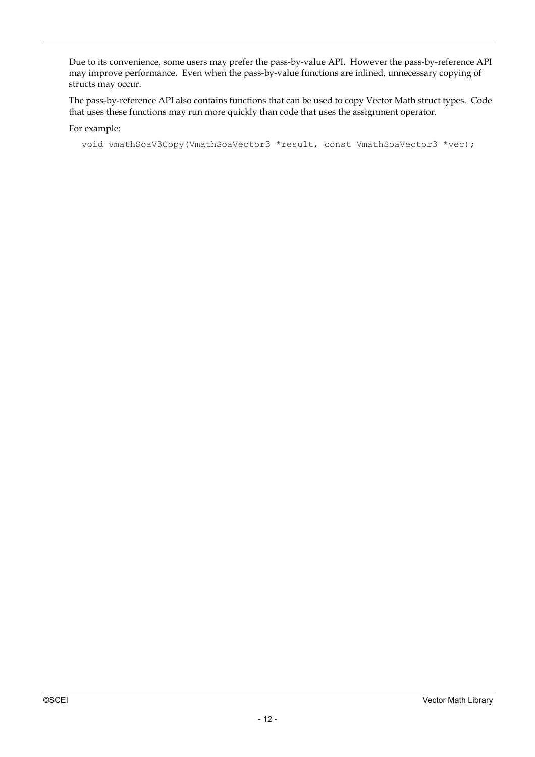Due to its convenience, some users may prefer the pass-by-value API. However the pass-by-reference API may improve performance. Even when the pass-by-value functions are inlined, unnecessary copying of structs may occur.

The pass-by-reference API also contains functions that can be used to copy Vector Math struct types. Code that uses these functions may run more quickly than code that uses the assignment operator.

For example:

```
void vmathSoaV3Copy(VmathSoaVector3 *result, const VmathSoaVector3 *vec);
```